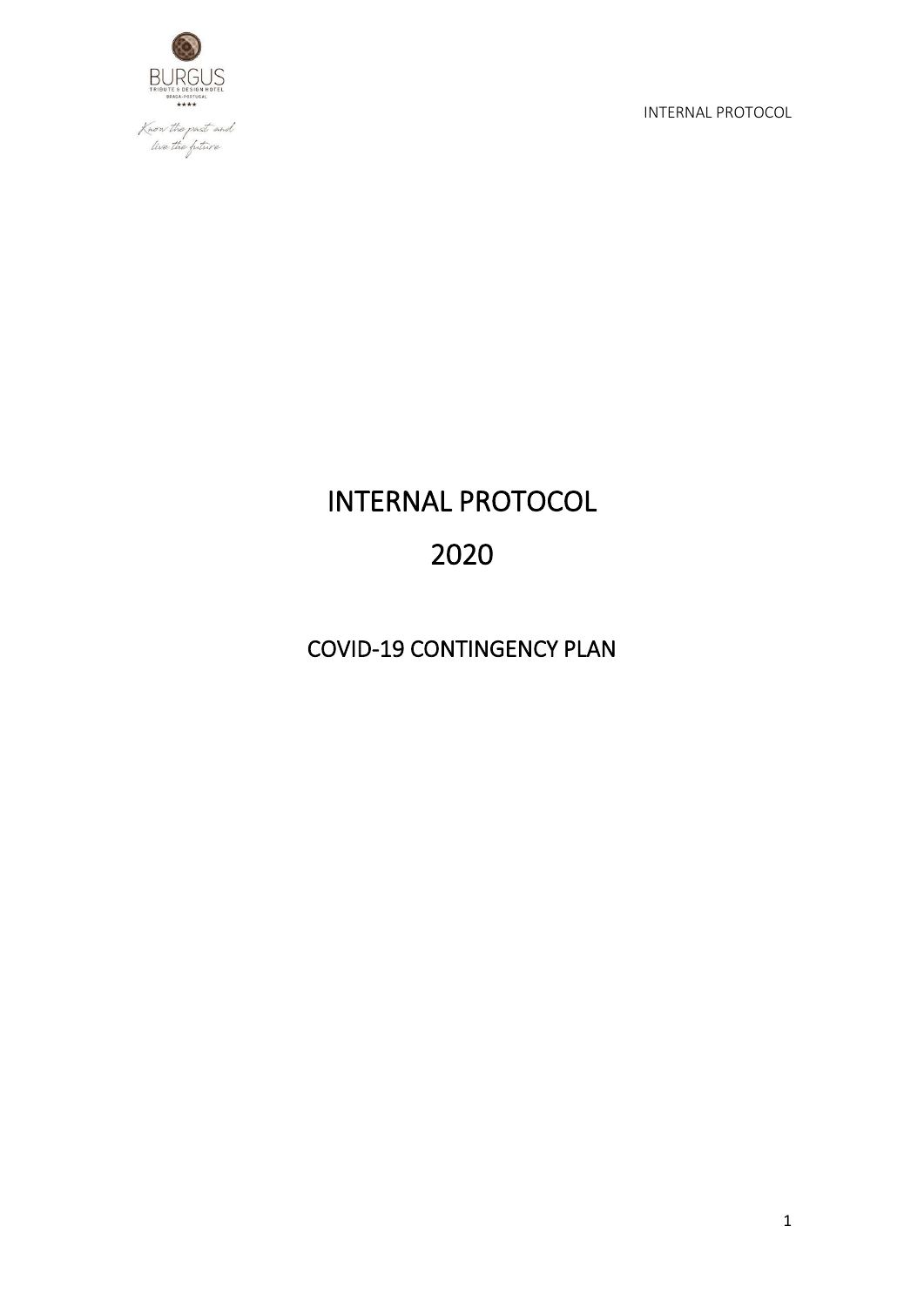# INTERNAL PROTOCOL

# 2020

## COVID-19 CONTINGENCY PLAN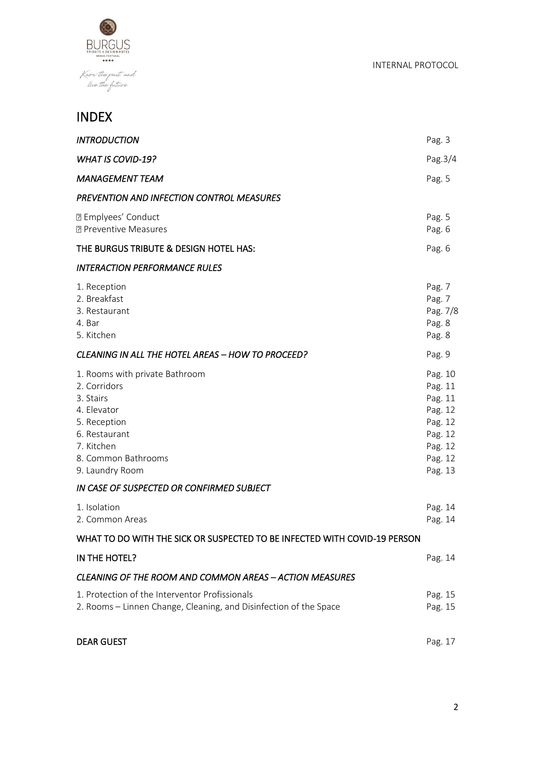# INDEX

| | |
|---|---|
| ***INTRODUCTION*** | Pag. 3 |
| ***WHAT IS COVID-19?*** | Pag.3/4 |
| ***MANAGEMENT TEAM*** | Pag. 5 |
| ***PREVENTION AND INFECTION CONTROL MEASURES*** | |
| Emplyees' Conduct | Pag. 5 |
| Preventive Measures | Pag. 6 |
| **THE BURGUS TRIBUTE & DESIGN HOTEL HAS:** | Pag. 6 |
| ***INTERACTION PERFORMANCE RULES*** | |
| 1. Reception | Pag. 7 |
| 2. Breakfast | Pag. 7 |
| 3. Restaurant | Pag. 7/8 |
| 4. Bar | Pag. 8 |
| 5. Kitchen | Pag. 8 |
| ***CLEANING IN ALL THE HOTEL AREAS – HOW TO PROCEED?*** | Pag. 9 |
| 1. Rooms with private Bathroom | Pag. 10 |
| 2. Corridors | Pag. 11 |
| 3. Stairs | Pag. 11 |
| 4. Elevator | Pag. 12 |
| 5. Reception | Pag. 12 |
| 6. Restaurant | Pag. 12 |
| 7. Kitchen | Pag. 12 |
| 8. Common Bathrooms | Pag. 12 |
| 9. Laundry Room | Pag. 13 |
| ***IN CASE OF SUSPECTED OR CONFIRMED SUBJECT*** | |
| 1. Isolation | Pag. 14 |
| 2. Common Areas | Pag. 14 |
| **WHAT TO DO WITH THE SICK OR SUSPECTED TO BE INFECTED WITH COVID-19 PERSON IN THE HOTEL?** | Pag. 14 |
| ***CLEANING OF THE ROOM AND COMMON AREAS – ACTION MEASURES*** | |
| 1. Protection of the Interventor Profissionals | Pag. 15 |
| 2. Rooms – Linnen Change, Cleaning, and Disinfection of the Space | Pag. 15 |
| **DEAR GUEST** | Pag. 17 |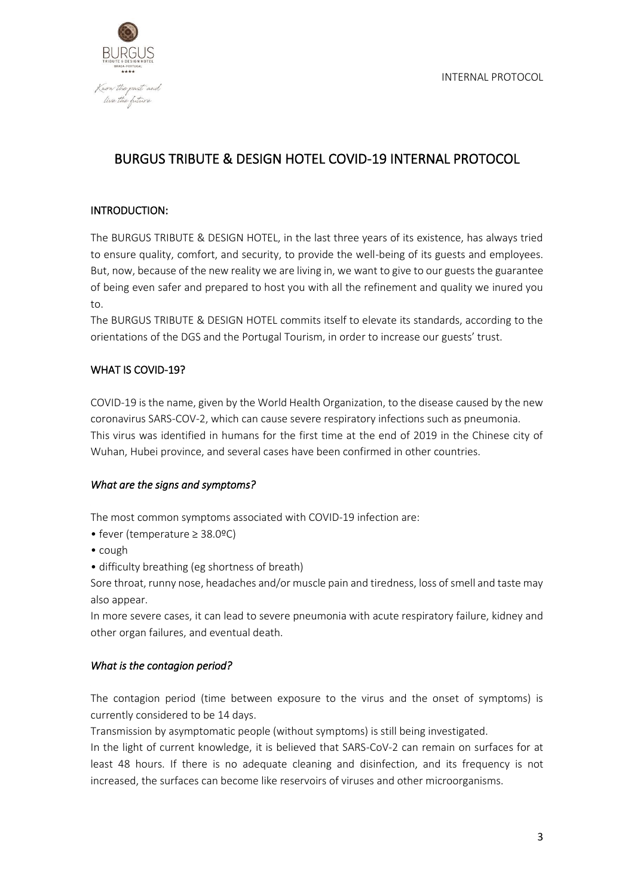# BURGUS TRIBUTE & DESIGN HOTEL COVID-19 INTERNAL PROTOCOL

## INTRODUCTION:

The BURGUS TRIBUTE & DESIGN HOTEL, in the last three years of its existence, has always tried to ensure quality, comfort, and security, to provide the well-being of its guests and employees. But, now, because of the new reality we are living in, we want to give to our guests the guarantee of being even safer and prepared to host you with all the refinement and quality we inured you to.

The BURGUS TRIBUTE & DESIGN HOTEL commits itself to elevate its standards, according to the orientations of the DGS and the Portugal Tourism, in order to increase our guests' trust.

## WHAT IS COVID-19?

COVID-19 is the name, given by the World Health Organization, to the disease caused by the new coronavirus SARS-COV-2, which can cause severe respiratory infections such as pneumonia.

This virus was identified in humans for the first time at the end of 2019 in the Chinese city of Wuhan, Hubei province, and several cases have been confirmed in other countries.

### *What are the signs and symptoms?*

The most common symptoms associated with COVID-19 infection are:

- fever (temperature ≥ 38.0ºC)
- cough
- difficulty breathing (eg shortness of breath)

Sore throat, runny nose, headaches and/or muscle pain and tiredness, loss of smell and taste may also appear.

In more severe cases, it can lead to severe pneumonia with acute respiratory failure, kidney and other organ failures, and eventual death.

### *What is the contagion period?*

The contagion period (time between exposure to the virus and the onset of symptoms) is currently considered to be 14 days.

Transmission by asymptomatic people (without symptoms) is still being investigated.

In the light of current knowledge, it is believed that SARS-CoV-2 can remain on surfaces for at least 48 hours. If there is no adequate cleaning and disinfection, and its frequency is not increased, the surfaces can become like reservoirs of viruses and other microorganisms.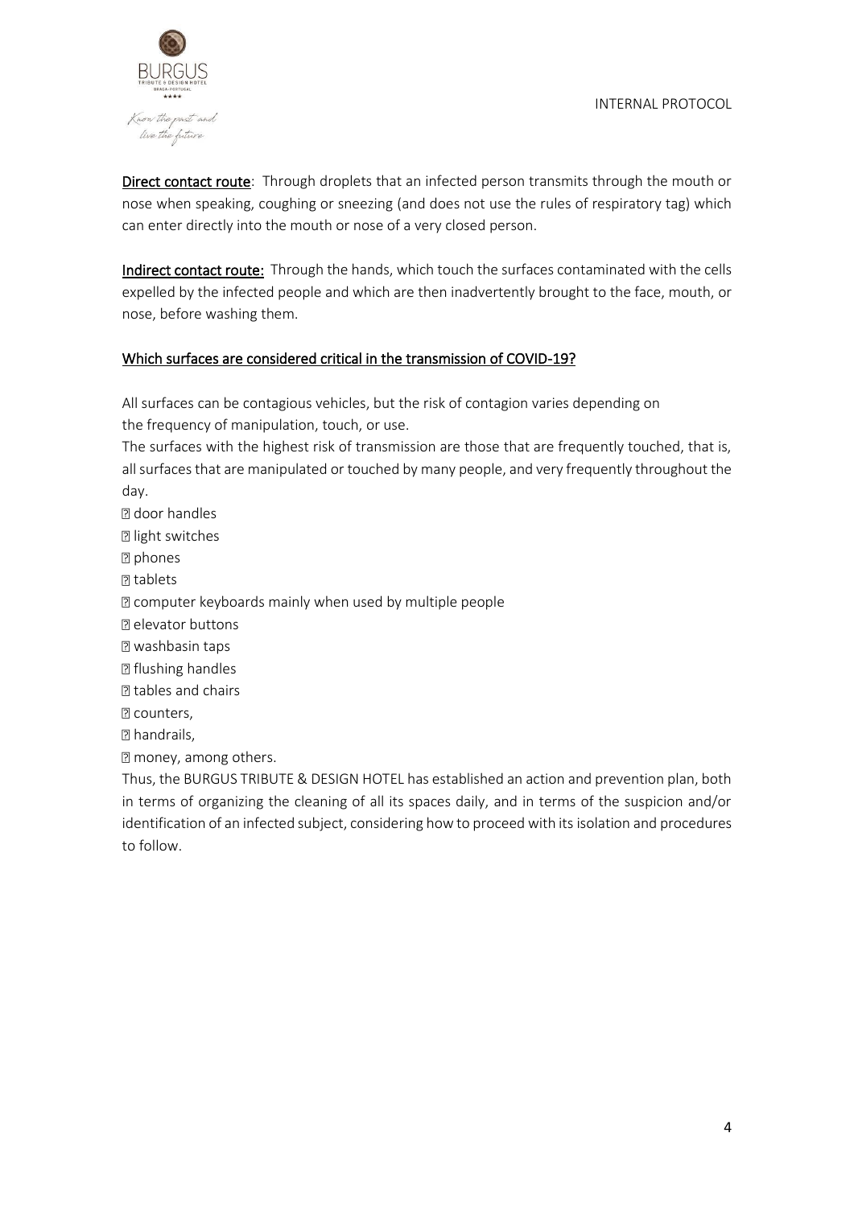**Direct contact route**: Through droplets that an infected person transmits through the mouth or nose when speaking, coughing or sneezing (and does not use the rules of respiratory tag) which can enter directly into the mouth or nose of a very closed person.

**Indirect contact route:** Through the hands, which touch the surfaces contaminated with the cells expelled by the infected people and which are then inadvertently brought to the face, mouth, or nose, before washing them.

## Which surfaces are considered critical in the transmission of COVID-19?

All surfaces can be contagious vehicles, but the risk of contagion varies depending on the frequency of manipulation, touch, or use.

The surfaces with the highest risk of transmission are those that are frequently touched, that is, all surfaces that are manipulated or touched by many people, and very frequently throughout the day.

- door handles
- light switches
- phones
- tablets
- computer keyboards mainly when used by multiple people
- elevator buttons
- washbasin taps
- flushing handles
- tables and chairs
- counters,
- handrails,
- money, among others.

Thus, the BURGUS TRIBUTE & DESIGN HOTEL has established an action and prevention plan, both in terms of organizing the cleaning of all its spaces daily, and in terms of the suspicion and/or identification of an infected subject, considering how to proceed with its isolation and procedures to follow.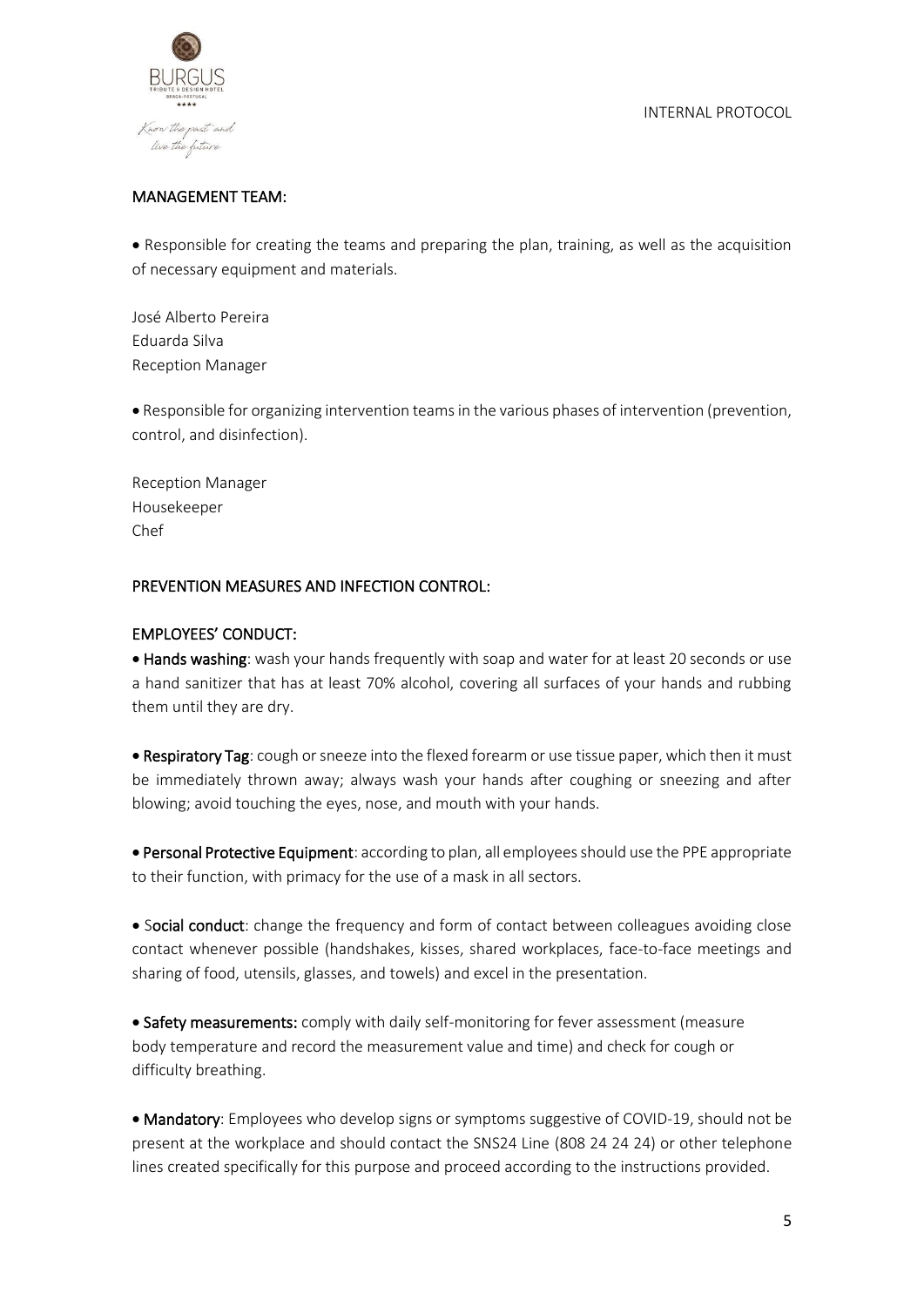## MANAGEMENT TEAM:

- Responsible for creating the teams and preparing the plan, training, as well as the acquisition of necessary equipment and materials.

José Alberto Pereira
Eduarda Silva
Reception Manager

- Responsible for organizing intervention teams in the various phases of intervention (prevention, control, and disinfection).

Reception Manager
Housekeeper
Chef

## PREVENTION MEASURES AND INFECTION CONTROL:

### EMPLOYEES' CONDUCT:

- **Hands washing**: wash your hands frequently with soap and water for at least 20 seconds or use a hand sanitizer that has at least 70% alcohol, covering all surfaces of your hands and rubbing them until they are dry.

- **Respiratory Tag**: cough or sneeze into the flexed forearm or use tissue paper, which then it must be immediately thrown away; always wash your hands after coughing or sneezing and after blowing; avoid touching the eyes, nose, and mouth with your hands.

- **Personal Protective Equipment**: according to plan, all employees should use the PPE appropriate to their function, with primacy for the use of a mask in all sectors.

- **Social conduct**: change the frequency and form of contact between colleagues avoiding close contact whenever possible (handshakes, kisses, shared workplaces, face-to-face meetings and sharing of food, utensils, glasses, and towels) and excel in the presentation.

- **Safety measurements:** comply with daily self-monitoring for fever assessment (measure body temperature and record the measurement value and time) and check for cough or difficulty breathing.

- **Mandatory**: Employees who develop signs or symptoms suggestive of COVID-19, should not be present at the workplace and should contact the SNS24 Line (808 24 24 24) or other telephone lines created specifically for this purpose and proceed according to the instructions provided.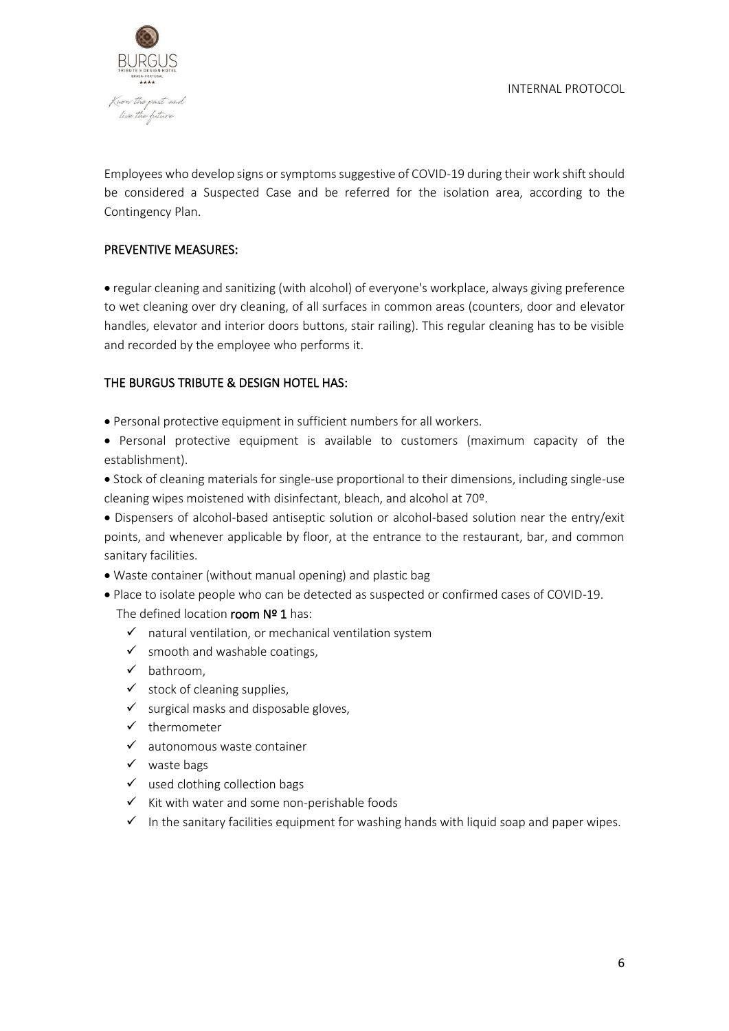Employees who develop signs or symptoms suggestive of COVID-19 during their work shift should be considered a Suspected Case and be referred for the isolation area, according to the Contingency Plan.

## PREVENTIVE MEASURES:

- regular cleaning and sanitizing (with alcohol) of everyone's workplace, always giving preference to wet cleaning over dry cleaning, of all surfaces in common areas (counters, door and elevator handles, elevator and interior doors buttons, stair railing). This regular cleaning has to be visible and recorded by the employee who performs it.

## THE BURGUS TRIBUTE & DESIGN HOTEL HAS:

- Personal protective equipment in sufficient numbers for all workers.
- Personal protective equipment is available to customers (maximum capacity of the establishment).
- Stock of cleaning materials for single-use proportional to their dimensions, including single-use cleaning wipes moistened with disinfectant, bleach, and alcohol at 70º.
- Dispensers of alcohol-based antiseptic solution or alcohol-based solution near the entry/exit points, and whenever applicable by floor, at the entrance to the restaurant, bar, and common sanitary facilities.
- Waste container (without manual opening) and plastic bag
- Place to isolate people who can be detected as suspected or confirmed cases of COVID-19.
  The defined location **room Nº 1** has:
  - ✓ natural ventilation, or mechanical ventilation system
  - ✓ smooth and washable coatings,
  - ✓ bathroom,
  - ✓ stock of cleaning supplies,
  - ✓ surgical masks and disposable gloves,
  - ✓ thermometer
  - ✓ autonomous waste container
  - ✓ waste bags
  - ✓ used clothing collection bags
  - ✓ Kit with water and some non-perishable foods
  - ✓ In the sanitary facilities equipment for washing hands with liquid soap and paper wipes.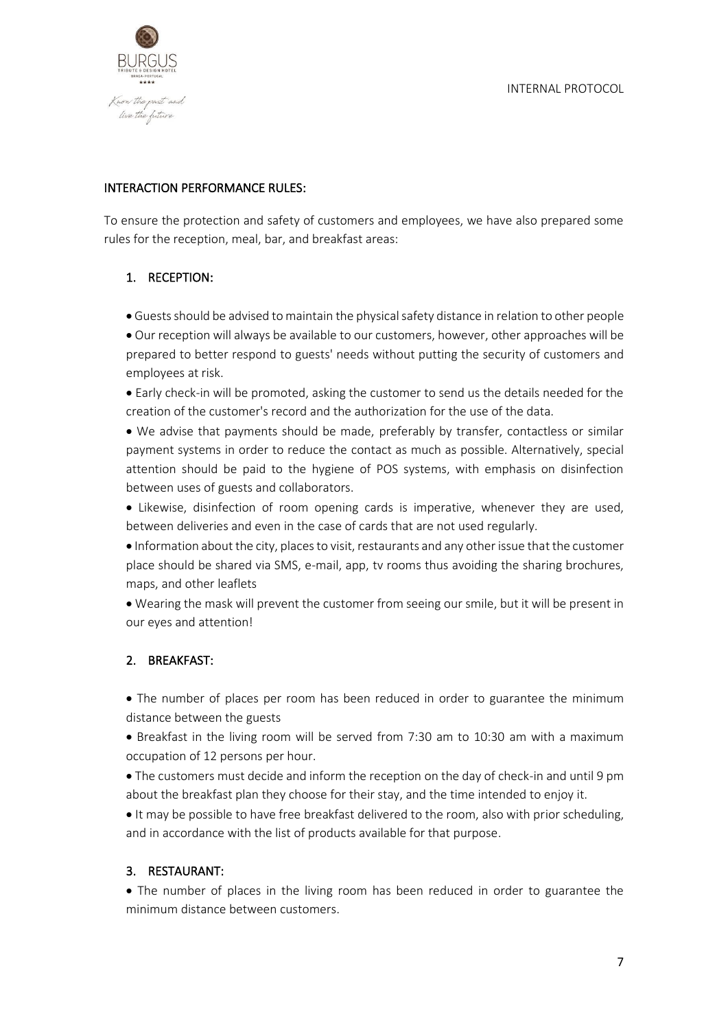## INTERACTION PERFORMANCE RULES:

To ensure the protection and safety of customers and employees, we have also prepared some rules for the reception, meal, bar, and breakfast areas:

### 1. RECEPTION:

- Guests should be advised to maintain the physical safety distance in relation to other people
- Our reception will always be available to our customers, however, other approaches will be prepared to better respond to guests' needs without putting the security of customers and employees at risk.
- Early check-in will be promoted, asking the customer to send us the details needed for the creation of the customer's record and the authorization for the use of the data.
- We advise that payments should be made, preferably by transfer, contactless or similar payment systems in order to reduce the contact as much as possible. Alternatively, special attention should be paid to the hygiene of POS systems, with emphasis on disinfection between uses of guests and collaborators.
- Likewise, disinfection of room opening cards is imperative, whenever they are used, between deliveries and even in the case of cards that are not used regularly.
- Information about the city, places to visit, restaurants and any other issue that the customer place should be shared via SMS, e-mail, app, tv rooms thus avoiding the sharing brochures, maps, and other leaflets
- Wearing the mask will prevent the customer from seeing our smile, but it will be present in our eyes and attention!

### 2. BREAKFAST:

- The number of places per room has been reduced in order to guarantee the minimum distance between the guests
- Breakfast in the living room will be served from 7:30 am to 10:30 am with a maximum occupation of 12 persons per hour.
- The customers must decide and inform the reception on the day of check-in and until 9 pm about the breakfast plan they choose for their stay, and the time intended to enjoy it.
- It may be possible to have free breakfast delivered to the room, also with prior scheduling, and in accordance with the list of products available for that purpose.

### 3. RESTAURANT:

- The number of places in the living room has been reduced in order to guarantee the minimum distance between customers.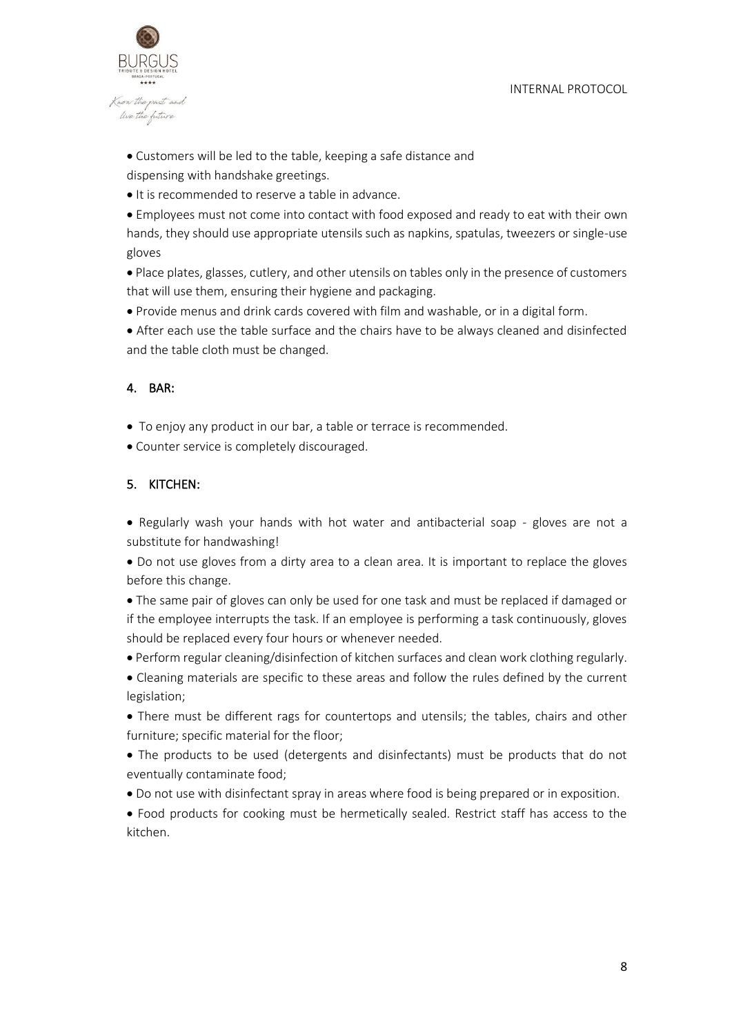- Customers will be led to the table, keeping a safe distance and dispensing with handshake greetings.
- It is recommended to reserve a table in advance.
- Employees must not come into contact with food exposed and ready to eat with their own hands, they should use appropriate utensils such as napkins, spatulas, tweezers or single-use gloves
- Place plates, glasses, cutlery, and other utensils on tables only in the presence of customers that will use them, ensuring their hygiene and packaging.
- Provide menus and drink cards covered with film and washable, or in a digital form.
- After each use the table surface and the chairs have to be always cleaned and disinfected and the table cloth must be changed.

## 4. BAR:

- To enjoy any product in our bar, a table or terrace is recommended.
- Counter service is completely discouraged.

## 5. KITCHEN:

- Regularly wash your hands with hot water and antibacterial soap - gloves are not a substitute for handwashing!
- Do not use gloves from a dirty area to a clean area. It is important to replace the gloves before this change.
- The same pair of gloves can only be used for one task and must be replaced if damaged or if the employee interrupts the task. If an employee is performing a task continuously, gloves should be replaced every four hours or whenever needed.
- Perform regular cleaning/disinfection of kitchen surfaces and clean work clothing regularly.
- Cleaning materials are specific to these areas and follow the rules defined by the current legislation;
- There must be different rags for countertops and utensils; the tables, chairs and other furniture; specific material for the floor;
- The products to be used (detergents and disinfectants) must be products that do not eventually contaminate food;
- Do not use with disinfectant spray in areas where food is being prepared or in exposition.
- Food products for cooking must be hermetically sealed. Restrict staff has access to the kitchen.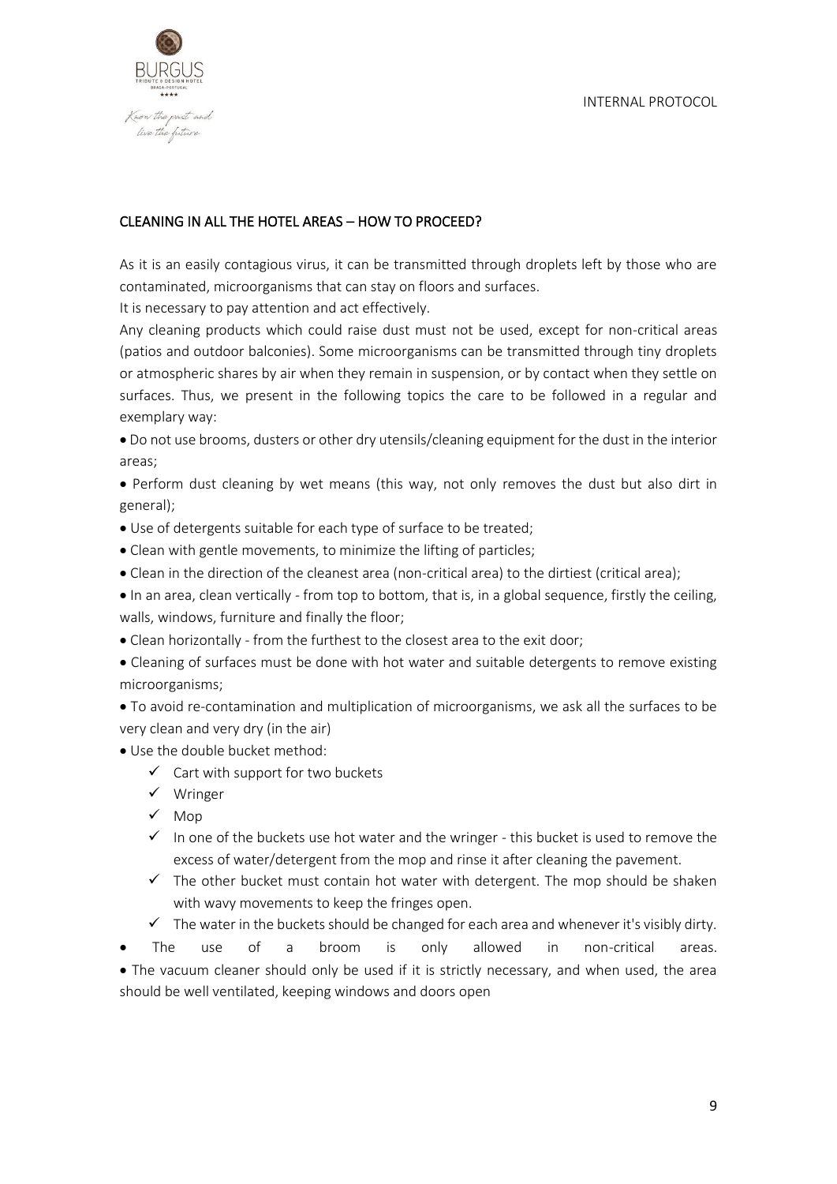## CLEANING IN ALL THE HOTEL AREAS – HOW TO PROCEED?

As it is an easily contagious virus, it can be transmitted through droplets left by those who are contaminated, microorganisms that can stay on floors and surfaces.

It is necessary to pay attention and act effectively.

Any cleaning products which could raise dust must not be used, except for non-critical areas (patios and outdoor balconies). Some microorganisms can be transmitted through tiny droplets or atmospheric shares by air when they remain in suspension, or by contact when they settle on surfaces. Thus, we present in the following topics the care to be followed in a regular and exemplary way:

- Do not use brooms, dusters or other dry utensils/cleaning equipment for the dust in the interior areas;
- Perform dust cleaning by wet means (this way, not only removes the dust but also dirt in general);
- Use of detergents suitable for each type of surface to be treated;
- Clean with gentle movements, to minimize the lifting of particles;
- Clean in the direction of the cleanest area (non-critical area) to the dirtiest (critical area);
- In an area, clean vertically - from top to bottom, that is, in a global sequence, firstly the ceiling, walls, windows, furniture and finally the floor;
- Clean horizontally - from the furthest to the closest area to the exit door;
- Cleaning of surfaces must be done with hot water and suitable detergents to remove existing microorganisms;
- To avoid re-contamination and multiplication of microorganisms, we ask all the surfaces to be very clean and very dry (in the air)
- Use the double bucket method:
  - ✓ Cart with support for two buckets
  - ✓ Wringer
  - ✓ Mop
  - ✓ In one of the buckets use hot water and the wringer - this bucket is used to remove the excess of water/detergent from the mop and rinse it after cleaning the pavement.
  - ✓ The other bucket must contain hot water with detergent. The mop should be shaken with wavy movements to keep the fringes open.
  - ✓ The water in the buckets should be changed for each area and whenever it's visibly dirty.
- The use of a broom is only allowed in non-critical areas.
- The vacuum cleaner should only be used if it is strictly necessary, and when used, the area should be well ventilated, keeping windows and doors open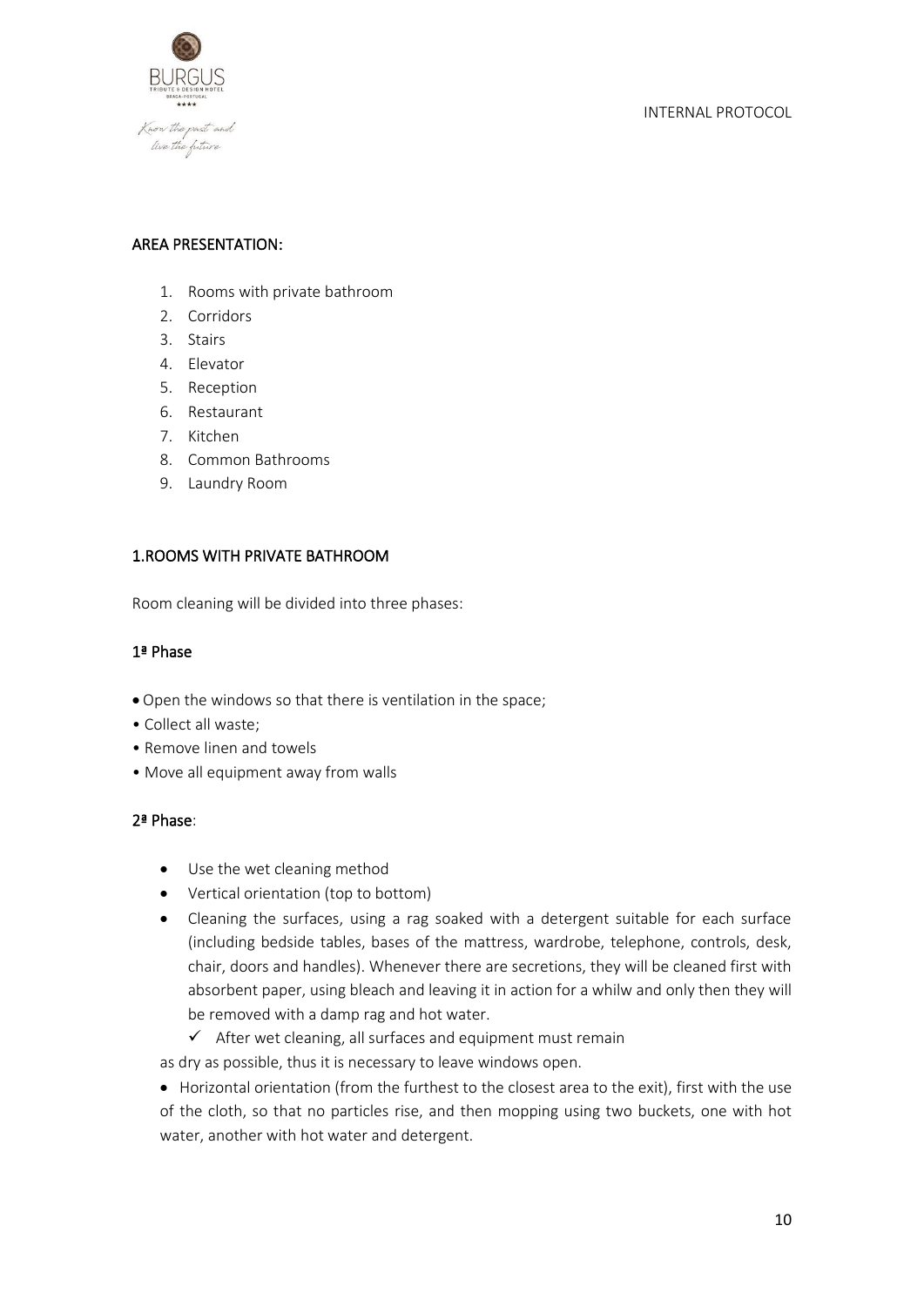## AREA PRESENTATION:

1. Rooms with private bathroom
2. Corridors
3. Stairs
4. Elevator
5. Reception
6. Restaurant
7. Kitchen
8. Common Bathrooms
9. Laundry Room

## 1.ROOMS WITH PRIVATE BATHROOM

Room cleaning will be divided into three phases:

### 1ª Phase

- Open the windows so that there is ventilation in the space;
- Collect all waste;
- Remove linen and towels
- Move all equipment away from walls

### 2ª Phase:

- Use the wet cleaning method
- Vertical orientation (top to bottom)
- Cleaning the surfaces, using a rag soaked with a detergent suitable for each surface (including bedside tables, bases of the mattress, wardrobe, telephone, controls, desk, chair, doors and handles). Whenever there are secretions, they will be cleaned first with absorbent paper, using bleach and leaving it in action for a whilw and only then they will be removed with a damp rag and hot water.
  - ✓ After wet cleaning, all surfaces and equipment must remain

as dry as possible, thus it is necessary to leave windows open.

- Horizontal orientation (from the furthest to the closest area to the exit), first with the use of the cloth, so that no particles rise, and then mopping using two buckets, one with hot water, another with hot water and detergent.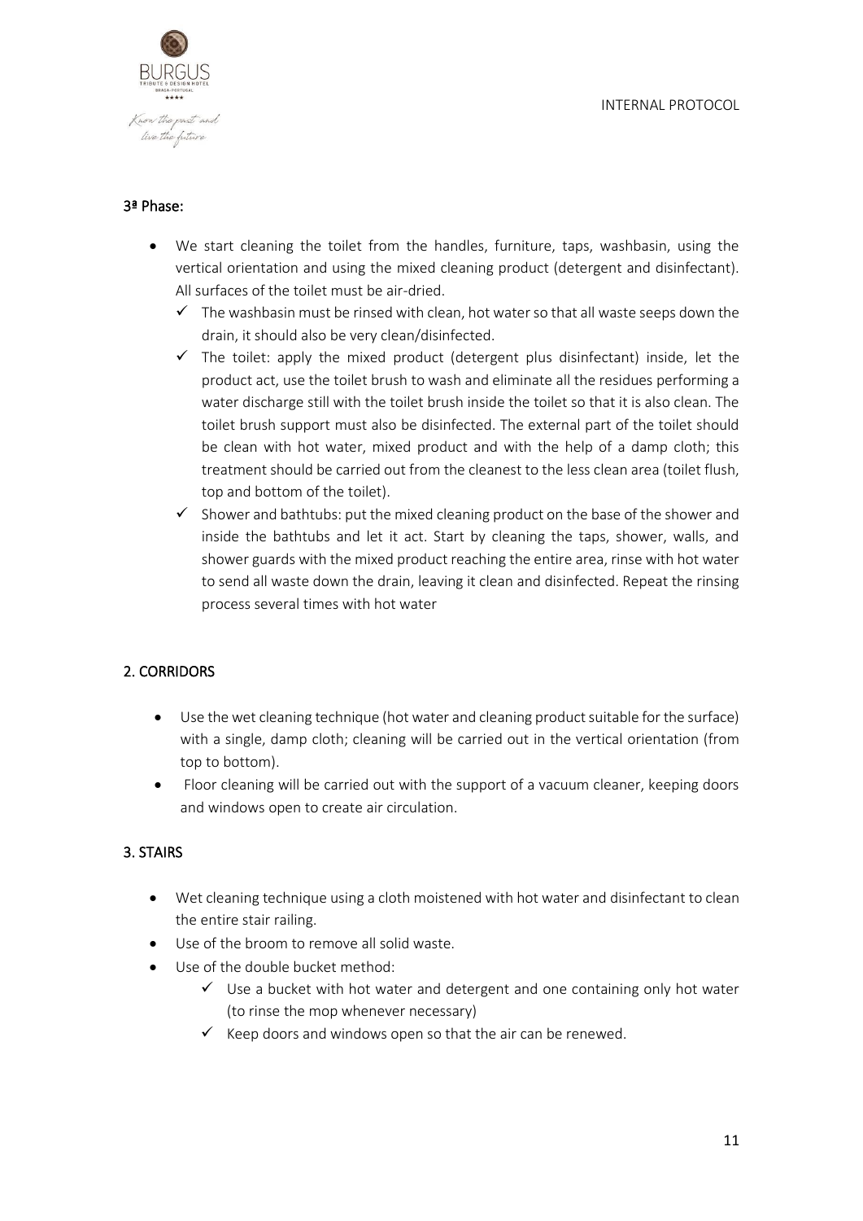### 3ª Phase:

- We start cleaning the toilet from the handles, furniture, taps, washbasin, using the vertical orientation and using the mixed cleaning product (detergent and disinfectant). All surfaces of the toilet must be air-dried.
  - ✓ The washbasin must be rinsed with clean, hot water so that all waste seeps down the drain, it should also be very clean/disinfected.
  - ✓ The toilet: apply the mixed product (detergent plus disinfectant) inside, let the product act, use the toilet brush to wash and eliminate all the residues performing a water discharge still with the toilet brush inside the toilet so that it is also clean. The toilet brush support must also be disinfected. The external part of the toilet should be clean with hot water, mixed product and with the help of a damp cloth; this treatment should be carried out from the cleanest to the less clean area (toilet flush, top and bottom of the toilet).
  - ✓ Shower and bathtubs: put the mixed cleaning product on the base of the shower and inside the bathtubs and let it act. Start by cleaning the taps, shower, walls, and shower guards with the mixed product reaching the entire area, rinse with hot water to send all waste down the drain, leaving it clean and disinfected. Repeat the rinsing process several times with hot water

## 2. CORRIDORS

- Use the wet cleaning technique (hot water and cleaning product suitable for the surface) with a single, damp cloth; cleaning will be carried out in the vertical orientation (from top to bottom).
- Floor cleaning will be carried out with the support of a vacuum cleaner, keeping doors and windows open to create air circulation.

## 3. STAIRS

- Wet cleaning technique using a cloth moistened with hot water and disinfectant to clean the entire stair railing.
- Use of the broom to remove all solid waste.
- Use of the double bucket method:
  - ✓ Use a bucket with hot water and detergent and one containing only hot water (to rinse the mop whenever necessary)
  - ✓ Keep doors and windows open so that the air can be renewed.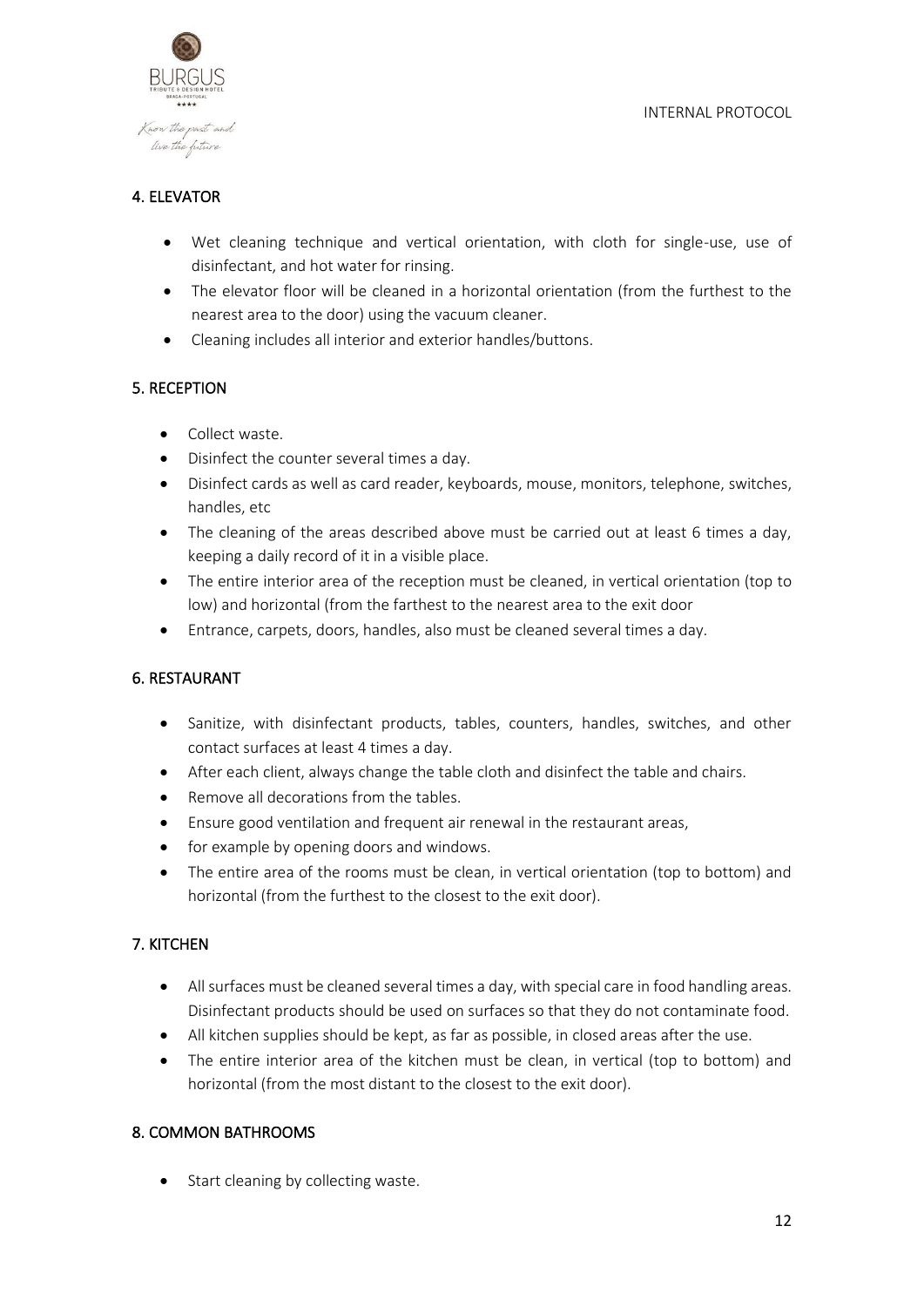## 4. ELEVATOR

- Wet cleaning technique and vertical orientation, with cloth for single-use, use of disinfectant, and hot water for rinsing.
- The elevator floor will be cleaned in a horizontal orientation (from the furthest to the nearest area to the door) using the vacuum cleaner.
- Cleaning includes all interior and exterior handles/buttons.

## 5. RECEPTION

- Collect waste.
- Disinfect the counter several times a day.
- Disinfect cards as well as card reader, keyboards, mouse, monitors, telephone, switches, handles, etc
- The cleaning of the areas described above must be carried out at least 6 times a day, keeping a daily record of it in a visible place.
- The entire interior area of the reception must be cleaned, in vertical orientation (top to low) and horizontal (from the farthest to the nearest area to the exit door
- Entrance, carpets, doors, handles, also must be cleaned several times a day.

## 6. RESTAURANT

- Sanitize, with disinfectant products, tables, counters, handles, switches, and other contact surfaces at least 4 times a day.
- After each client, always change the table cloth and disinfect the table and chairs.
- Remove all decorations from the tables.
- Ensure good ventilation and frequent air renewal in the restaurant areas,
- for example by opening doors and windows.
- The entire area of the rooms must be clean, in vertical orientation (top to bottom) and horizontal (from the furthest to the closest to the exit door).

## 7. KITCHEN

- All surfaces must be cleaned several times a day, with special care in food handling areas. Disinfectant products should be used on surfaces so that they do not contaminate food.
- All kitchen supplies should be kept, as far as possible, in closed areas after the use.
- The entire interior area of the kitchen must be clean, in vertical (top to bottom) and horizontal (from the most distant to the closest to the exit door).

## 8. COMMON BATHROOMS

- Start cleaning by collecting waste.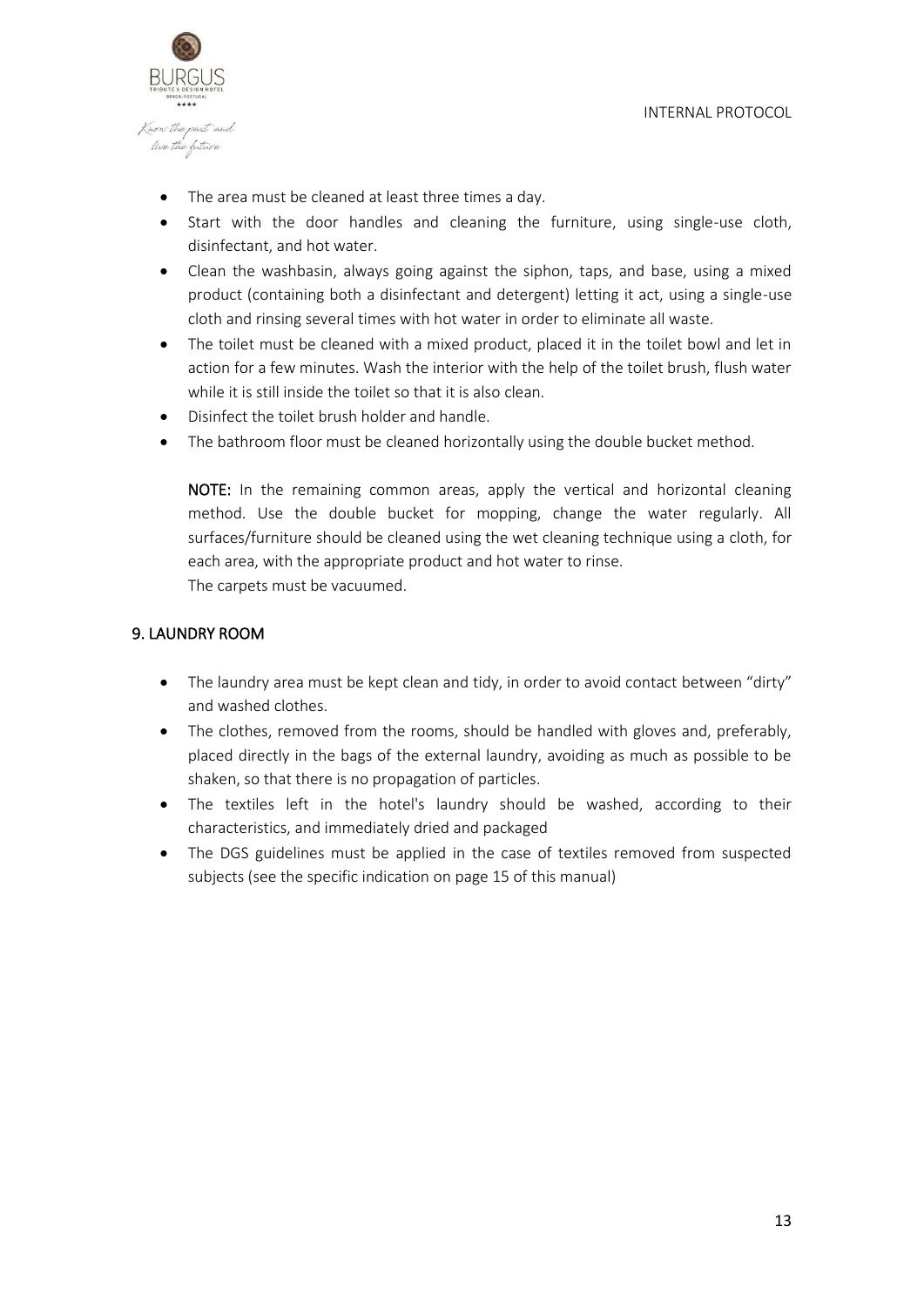- The area must be cleaned at least three times a day.
- Start with the door handles and cleaning the furniture, using single-use cloth, disinfectant, and hot water.
- Clean the washbasin, always going against the siphon, taps, and base, using a mixed product (containing both a disinfectant and detergent) letting it act, using a single-use cloth and rinsing several times with hot water in order to eliminate all waste.
- The toilet must be cleaned with a mixed product, placed it in the toilet bowl and let in action for a few minutes. Wash the interior with the help of the toilet brush, flush water while it is still inside the toilet so that it is also clean.
- Disinfect the toilet brush holder and handle.
- The bathroom floor must be cleaned horizontally using the double bucket method.

**NOTE:** In the remaining common areas, apply the vertical and horizontal cleaning method. Use the double bucket for mopping, change the water regularly. All surfaces/furniture should be cleaned using the wet cleaning technique using a cloth, for each area, with the appropriate product and hot water to rinse.
The carpets must be vacuumed.

## 9. LAUNDRY ROOM

- The laundry area must be kept clean and tidy, in order to avoid contact between "dirty" and washed clothes.
- The clothes, removed from the rooms, should be handled with gloves and, preferably, placed directly in the bags of the external laundry, avoiding as much as possible to be shaken, so that there is no propagation of particles.
- The textiles left in the hotel's laundry should be washed, according to their characteristics, and immediately dried and packaged
- The DGS guidelines must be applied in the case of textiles removed from suspected subjects (see the specific indication on page 15 of this manual)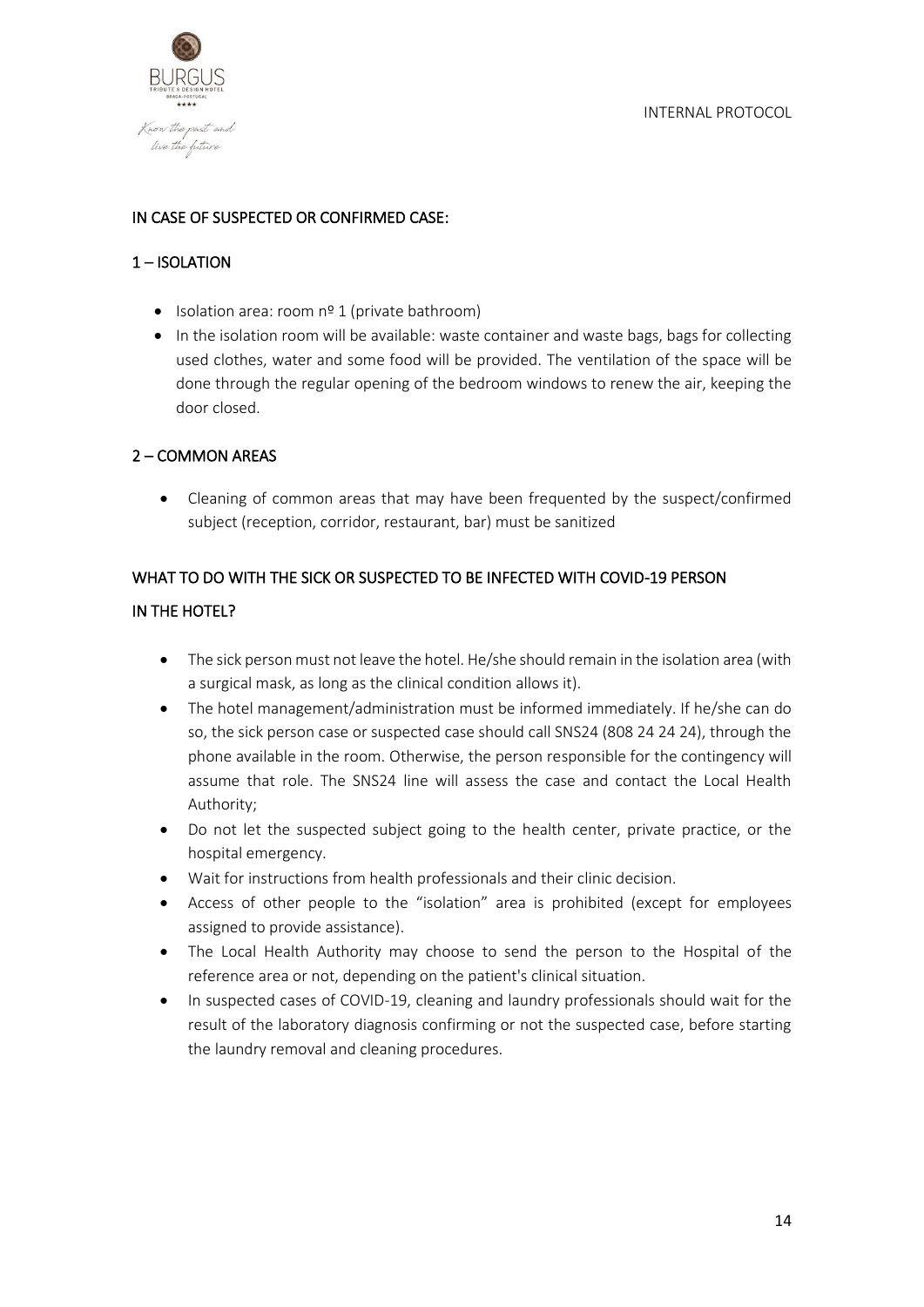## IN CASE OF SUSPECTED OR CONFIRMED CASE:

### 1 – ISOLATION

- Isolation area: room nº 1 (private bathroom)
- In the isolation room will be available: waste container and waste bags, bags for collecting used clothes, water and some food will be provided. The ventilation of the space will be done through the regular opening of the bedroom windows to renew the air, keeping the door closed.

### 2 – COMMON AREAS

- Cleaning of common areas that may have been frequented by the suspect/confirmed subject (reception, corridor, restaurant, bar) must be sanitized

## WHAT TO DO WITH THE SICK OR SUSPECTED TO BE INFECTED WITH COVID-19 PERSON IN THE HOTEL?

- The sick person must not leave the hotel. He/she should remain in the isolation area (with a surgical mask, as long as the clinical condition allows it).
- The hotel management/administration must be informed immediately. If he/she can do so, the sick person case or suspected case should call SNS24 (808 24 24 24), through the phone available in the room. Otherwise, the person responsible for the contingency will assume that role. The SNS24 line will assess the case and contact the Local Health Authority;
- Do not let the suspected subject going to the health center, private practice, or the hospital emergency.
- Wait for instructions from health professionals and their clinic decision.
- Access of other people to the "isolation" area is prohibited (except for employees assigned to provide assistance).
- The Local Health Authority may choose to send the person to the Hospital of the reference area or not, depending on the patient's clinical situation.
- In suspected cases of COVID-19, cleaning and laundry professionals should wait for the result of the laboratory diagnosis confirming or not the suspected case, before starting the laundry removal and cleaning procedures.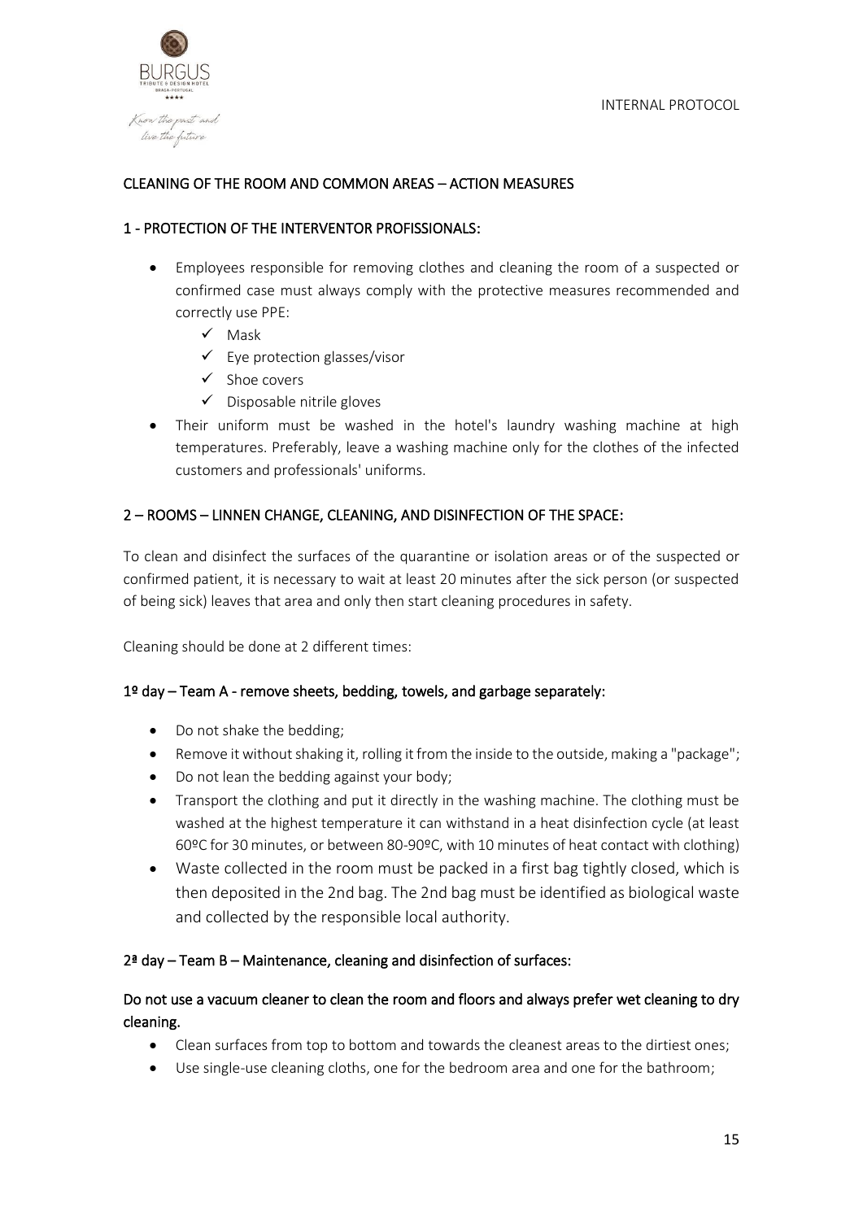## CLEANING OF THE ROOM AND COMMON AREAS – ACTION MEASURES

### 1 - PROTECTION OF THE INTERVENTOR PROFISSIONALS:

- Employees responsible for removing clothes and cleaning the room of a suspected or confirmed case must always comply with the protective measures recommended and correctly use PPE:
  - ✓ Mask
  - ✓ Eye protection glasses/visor
  - ✓ Shoe covers
  - ✓ Disposable nitrile gloves
- Their uniform must be washed in the hotel's laundry washing machine at high temperatures. Preferably, leave a washing machine only for the clothes of the infected customers and professionals' uniforms.

### 2 – ROOMS – LINNEN CHANGE, CLEANING, AND DISINFECTION OF THE SPACE:

To clean and disinfect the surfaces of the quarantine or isolation areas or of the suspected or confirmed patient, it is necessary to wait at least 20 minutes after the sick person (or suspected of being sick) leaves that area and only then start cleaning procedures in safety.

Cleaning should be done at 2 different times:

#### 1º day – Team A - remove sheets, bedding, towels, and garbage separately:

- Do not shake the bedding;
- Remove it without shaking it, rolling it from the inside to the outside, making a "package";
- Do not lean the bedding against your body;
- Transport the clothing and put it directly in the washing machine. The clothing must be washed at the highest temperature it can withstand in a heat disinfection cycle (at least 60ºC for 30 minutes, or between 80-90ºC, with 10 minutes of heat contact with clothing)
- Waste collected in the room must be packed in a first bag tightly closed, which is then deposited in the 2nd bag. The 2nd bag must be identified as biological waste and collected by the responsible local authority.

#### 2ª day – Team B – Maintenance, cleaning and disinfection of surfaces:

**Do not use a vacuum cleaner to clean the room and floors and always prefer wet cleaning to dry cleaning.**

- Clean surfaces from top to bottom and towards the cleanest areas to the dirtiest ones;
- Use single-use cleaning cloths, one for the bedroom area and one for the bathroom;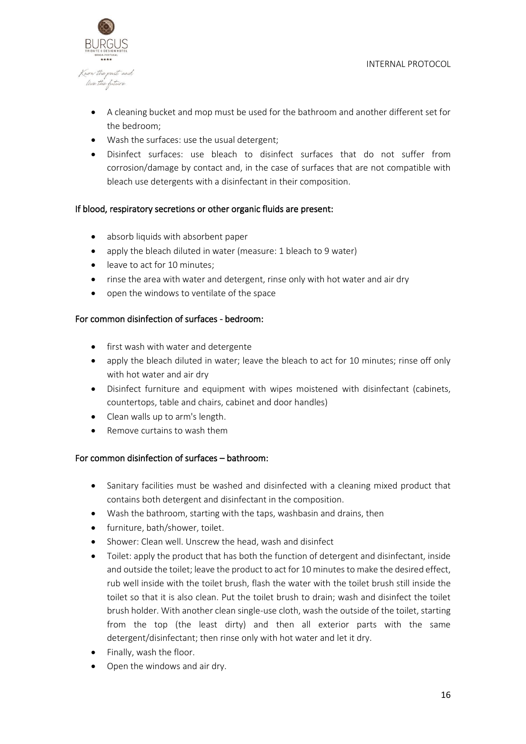- A cleaning bucket and mop must be used for the bathroom and another different set for the bedroom;
- Wash the surfaces: use the usual detergent;
- Disinfect surfaces: use bleach to disinfect surfaces that do not suffer from corrosion/damage by contact and, in the case of surfaces that are not compatible with bleach use detergents with a disinfectant in their composition.

If blood, respiratory secretions or other organic fluids are present:

- absorb liquids with absorbent paper
- apply the bleach diluted in water (measure: 1 bleach to 9 water)
- leave to act for 10 minutes;
- rinse the area with water and detergent, rinse only with hot water and air dry
- open the windows to ventilate of the space

For common disinfection of surfaces - bedroom:

- first wash with water and detergente
- apply the bleach diluted in water; leave the bleach to act for 10 minutes; rinse off only with hot water and air dry
- Disinfect furniture and equipment with wipes moistened with disinfectant (cabinets, countertops, table and chairs, cabinet and door handles)
- Clean walls up to arm's length.
- Remove curtains to wash them

For common disinfection of surfaces – bathroom:

- Sanitary facilities must be washed and disinfected with a cleaning mixed product that contains both detergent and disinfectant in the composition.
- Wash the bathroom, starting with the taps, washbasin and drains, then
- furniture, bath/shower, toilet.
- Shower: Clean well. Unscrew the head, wash and disinfect
- Toilet: apply the product that has both the function of detergent and disinfectant, inside and outside the toilet; leave the product to act for 10 minutes to make the desired effect, rub well inside with the toilet brush, flash the water with the toilet brush still inside the toilet so that it is also clean. Put the toilet brush to drain; wash and disinfect the toilet brush holder. With another clean single-use cloth, wash the outside of the toilet, starting from the top (the least dirty) and then all exterior parts with the same detergent/disinfectant; then rinse only with hot water and let it dry.
- Finally, wash the floor.
- Open the windows and air dry.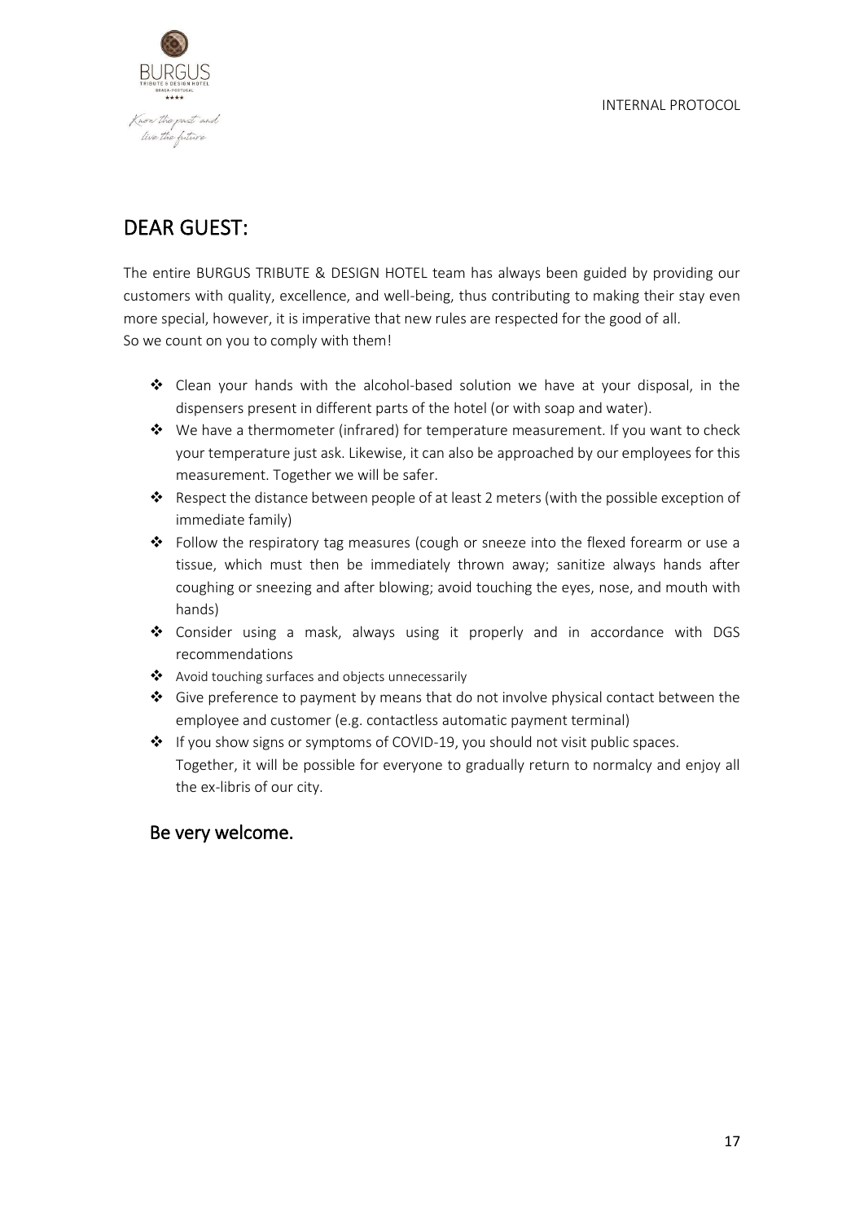## DEAR GUEST:

The entire BURGUS TRIBUTE & DESIGN HOTEL team has always been guided by providing our customers with quality, excellence, and well-being, thus contributing to making their stay even more special, however, it is imperative that new rules are respected for the good of all.
So we count on you to comply with them!

- Clean your hands with the alcohol-based solution we have at your disposal, in the dispensers present in different parts of the hotel (or with soap and water).
- We have a thermometer (infrared) for temperature measurement. If you want to check your temperature just ask. Likewise, it can also be approached by our employees for this measurement. Together we will be safer.
- Respect the distance between people of at least 2 meters (with the possible exception of immediate family)
- Follow the respiratory tag measures (cough or sneeze into the flexed forearm or use a tissue, which must then be immediately thrown away; sanitize always hands after coughing or sneezing and after blowing; avoid touching the eyes, nose, and mouth with hands)
- Consider using a mask, always using it properly and in accordance with DGS recommendations
- Avoid touching surfaces and objects unnecessarily
- Give preference to payment by means that do not involve physical contact between the employee and customer (e.g. contactless automatic payment terminal)
- If you show signs or symptoms of COVID-19, you should not visit public spaces.
  Together, it will be possible for everyone to gradually return to normalcy and enjoy all the ex-libris of our city.

### Be very welcome.